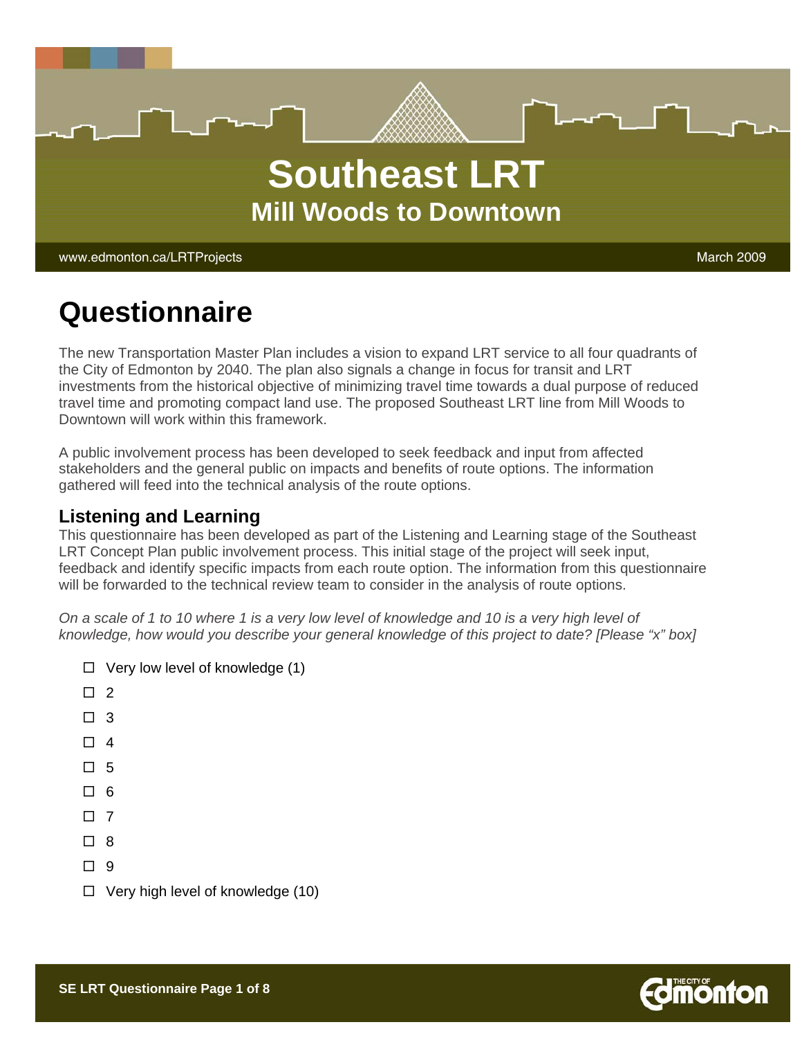# Southeast LRT

## Mill Woods to Downtown

www.edmonton.ca/LRTProjects

March 2009

# Questionnaire

The new Transportation Master Plan includes a vision to expand LRT service to all four quadrants of the City of Edmonton by 2040. The plan also signals a change in focus for transit and LRT investments from the historical objective of minimizing travel time towards a dual purpose of reduced travel time and promoting compact land use. The proposed Southeast LRT line from Mill Woods to Downtown will work within this framework.

A public involvement process has been developed to seek feedback and input from affected stakeholders and the general public on impacts and benefits of route options. The information gathered will feed into the technical analysis of the route options.

## Listening and Learning

This questionnaire has been developed as part of the Listening and Learning stage of the Southeast LRT Concept Plan public involvement process. This initial stage of the project will seek input, feedback and identify specific impacts from each route option. The information from this questionnaire will be forwarded to the technical review team to consider in the analysis of route options.

*On a scale of 1 to 10 where 1 is a very low level of knowledge and 10 is a very high level of knowledge, how would you describe your general knowledge of this project to date? [Please "x" box]*

- ☐ Very low level of knowledge (1)
- ☐ 2
- ☐ 3
- ☐ 4
- ☐ 5
- ☐ 6
- ☐ 7
- ☐ 8
- ☐ 9
- ☐ Very high level of knowledge (10)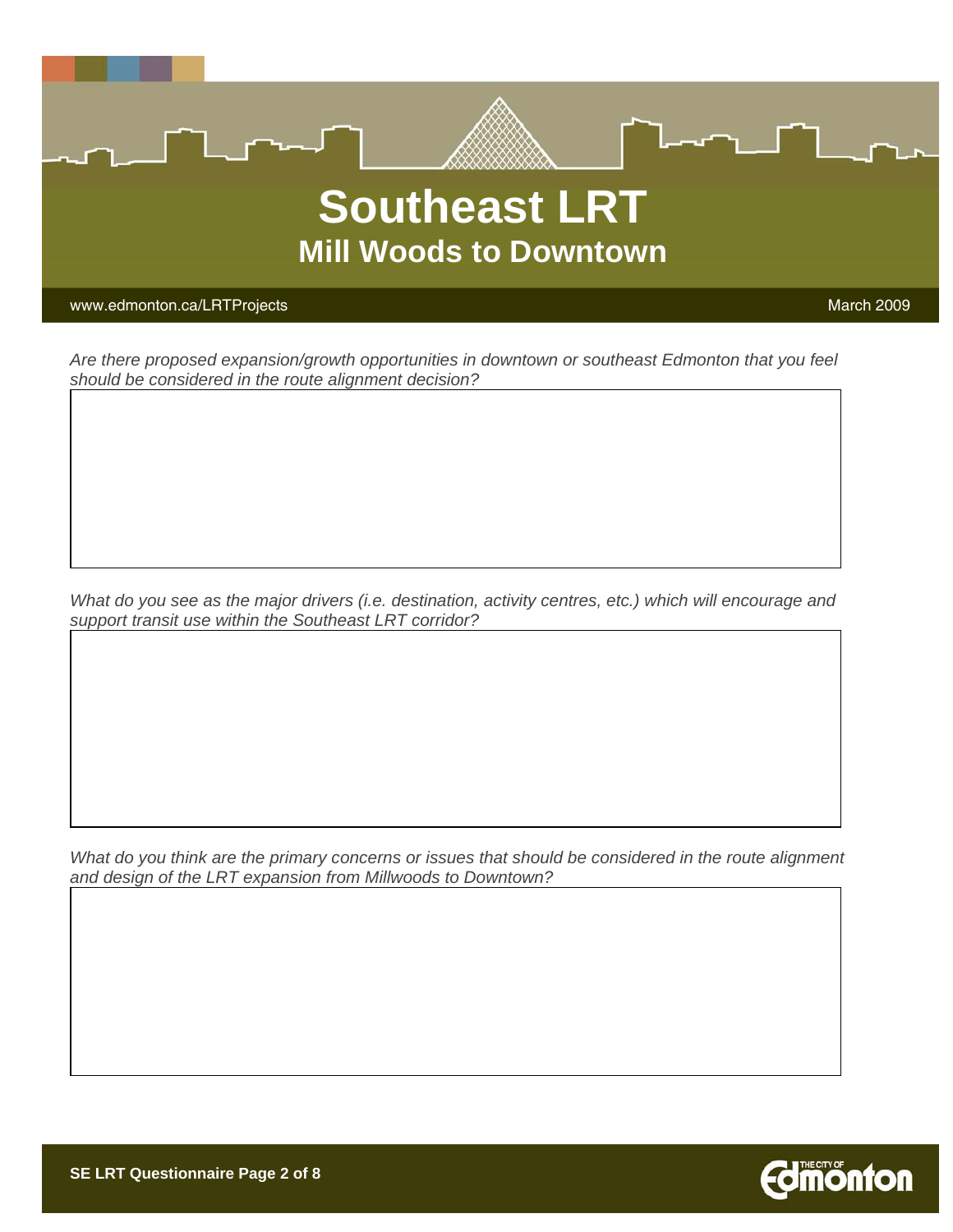# Southeast LRT

## Mill Woods to Downtown

www.edmonton.ca/LRTProjects

March 2009

*Are there proposed expansion/growth opportunities in downtown or southeast Edmonton that you feel should be considered in the route alignment decision?*

*What do you see as the major drivers (i.e. destination, activity centres, etc.) which will encourage and support transit use within the Southeast LRT corridor?*

*What do you think are the primary concerns or issues that should be considered in the route alignment and design of the LRT expansion from Millwoods to Downtown?*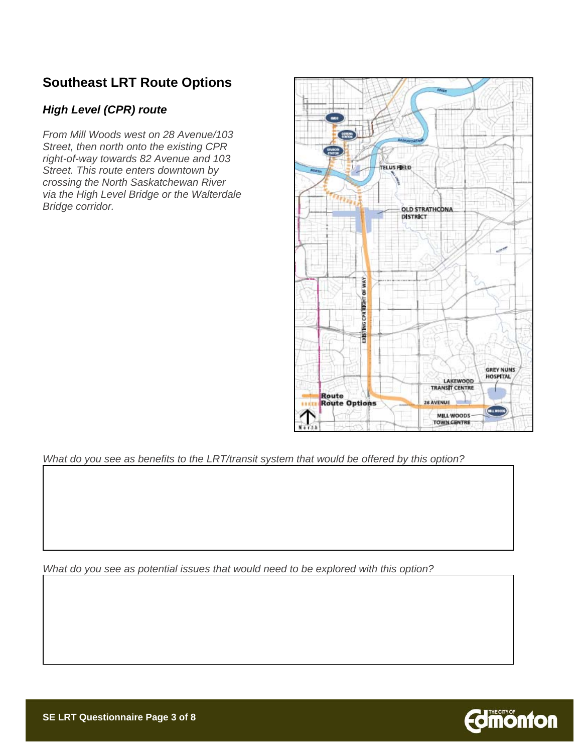## Southeast LRT Route Options

### *High Level (CPR) route*

*From Mill Woods west on 28 Avenue/103 Street, then north onto the existing CPR right-of-way towards 82 Avenue and 103 Street. This route enters downtown by crossing the North Saskatchewan River via the High Level Bridge or the Walterdale Bridge corridor.*

*What do you see as benefits to the LRT/transit system that would be offered by this option?*

*What do you see as potential issues that would need to be explored with this option?*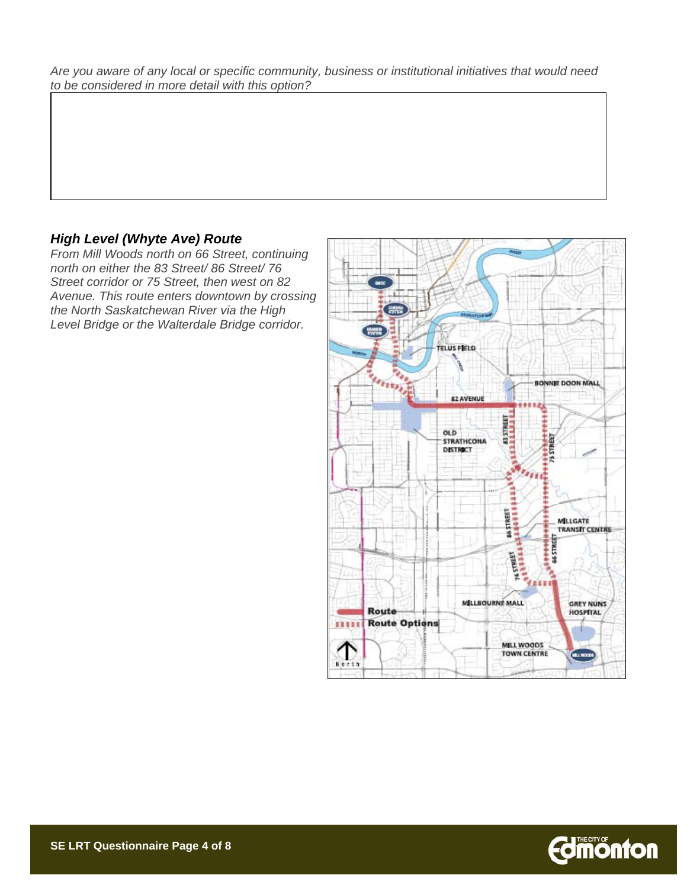*Are you aware of any local or specific community, business or institutional initiatives that would need to be considered in more detail with this option?*

### *High Level (Whyte Ave) Route*

*From Mill Woods north on 66 Street, continuing north on either the 83 Street/ 86 Street/ 76 Street corridor or 75 Street, then west on 82 Avenue. This route enters downtown by crossing the North Saskatchewan River via the High Level Bridge or the Walterdale Bridge corridor.*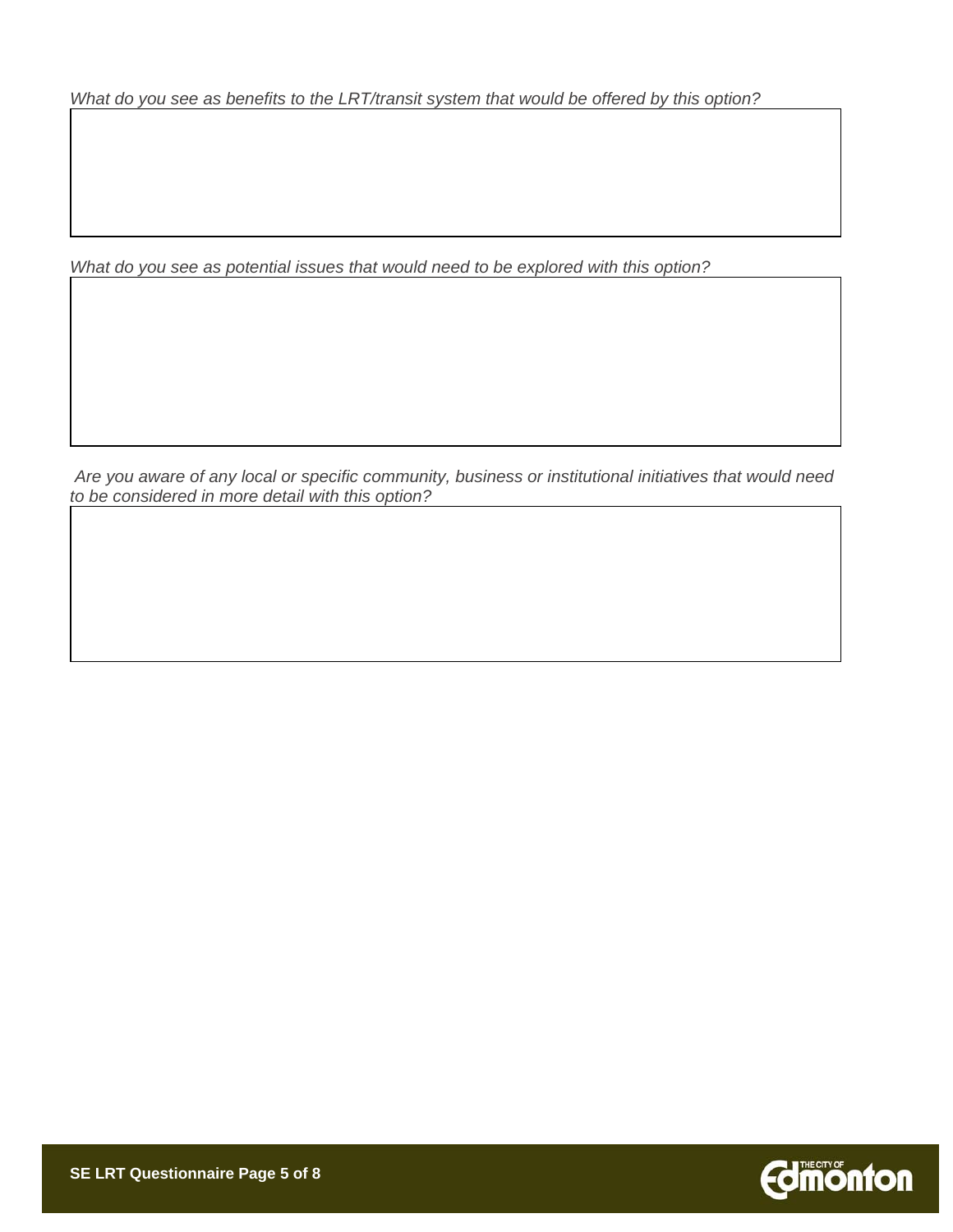*What do you see as benefits to the LRT/transit system that would be offered by this option?*

*What do you see as potential issues that would need to be explored with this option?*

*Are you aware of any local or specific community, business or institutional initiatives that would need to be considered in more detail with this option?*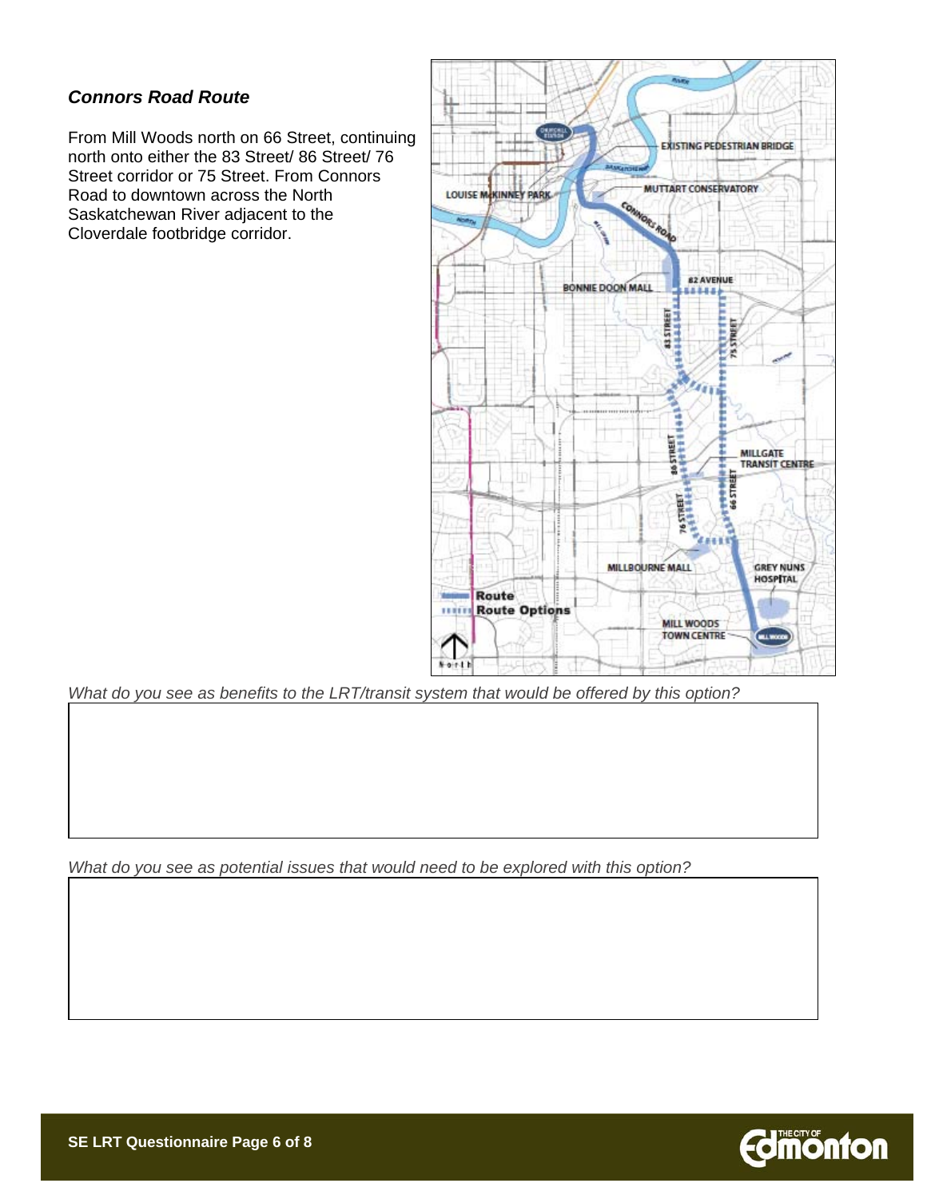### *Connors Road Route*

From Mill Woods north on 66 Street, continuing north onto either the 83 Street/ 86 Street/ 76 Street corridor or 75 Street. From Connors Road to downtown across the North Saskatchewan River adjacent to the Cloverdale footbridge corridor.

*What do you see as benefits to the LRT/transit system that would be offered by this option?*

*What do you see as potential issues that would need to be explored with this option?*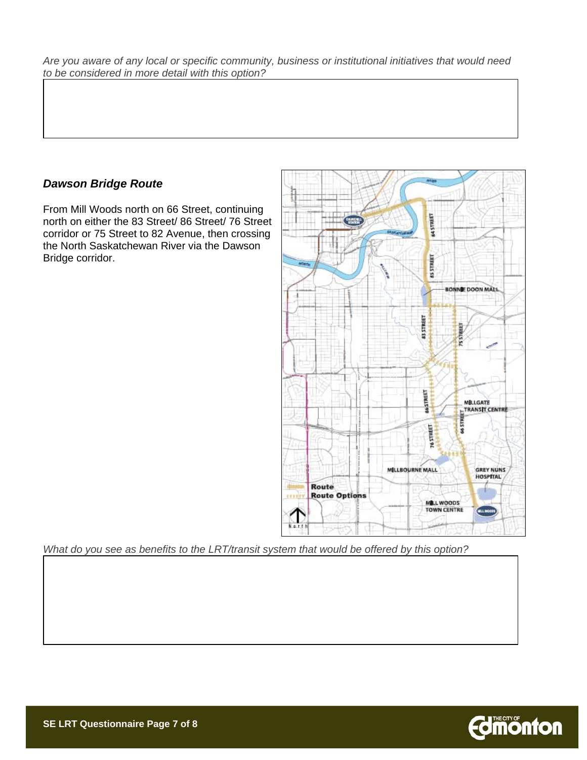*Are you aware of any local or specific community, business or institutional initiatives that would need to be considered in more detail with this option?*

### *Dawson Bridge Route*

From Mill Woods north on 66 Street, continuing north on either the 83 Street/ 86 Street/ 76 Street corridor or 75 Street to 82 Avenue, then crossing the North Saskatchewan River via the Dawson Bridge corridor.

*What do you see as benefits to the LRT/transit system that would be offered by this option?*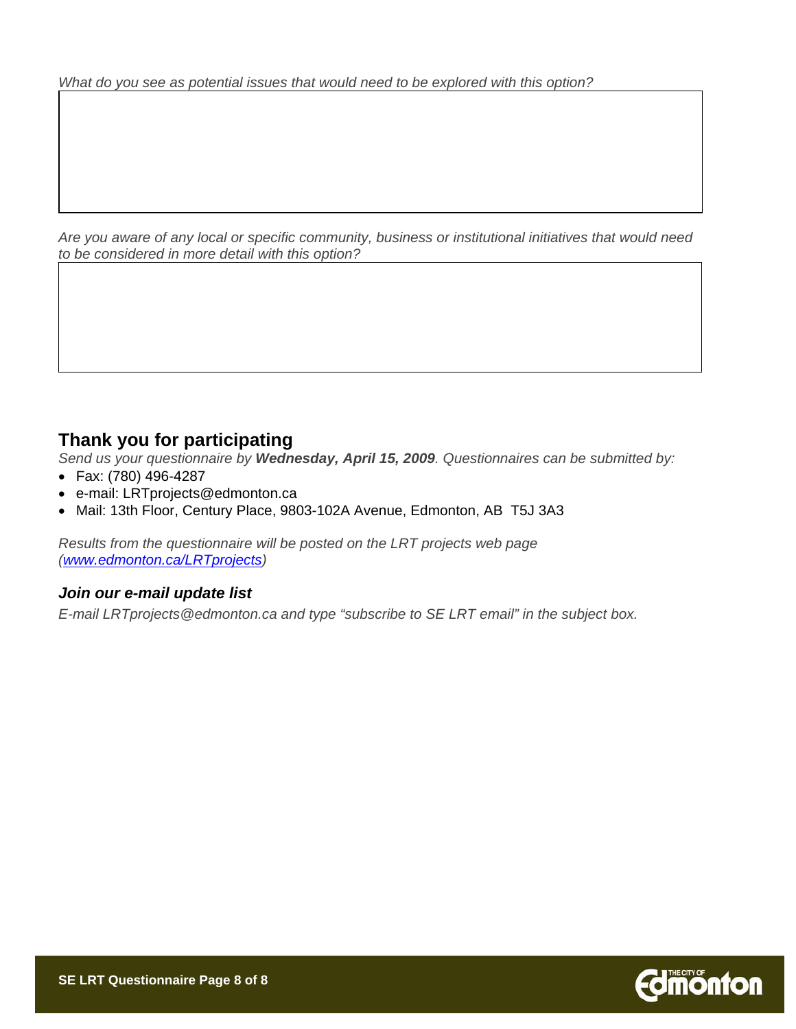*What do you see as potential issues that would need to be explored with this option?*

*Are you aware of any local or specific community, business or institutional initiatives that would need to be considered in more detail with this option?*

## Thank you for participating

*Send us your questionnaire by **Wednesday, April 15, 2009**. Questionnaires can be submitted by:*

- Fax: (780) 496-4287
- e-mail: LRTprojects@edmonton.ca
- Mail: 13th Floor, Century Place, 9803-102A Avenue, Edmonton, AB T5J 3A3

*Results from the questionnaire will be posted on the LRT projects web page (www.edmonton.ca/LRTprojects)*

### *Join our e-mail update list*

*E-mail LRTprojects@edmonton.ca and type "subscribe to SE LRT email" in the subject box.*